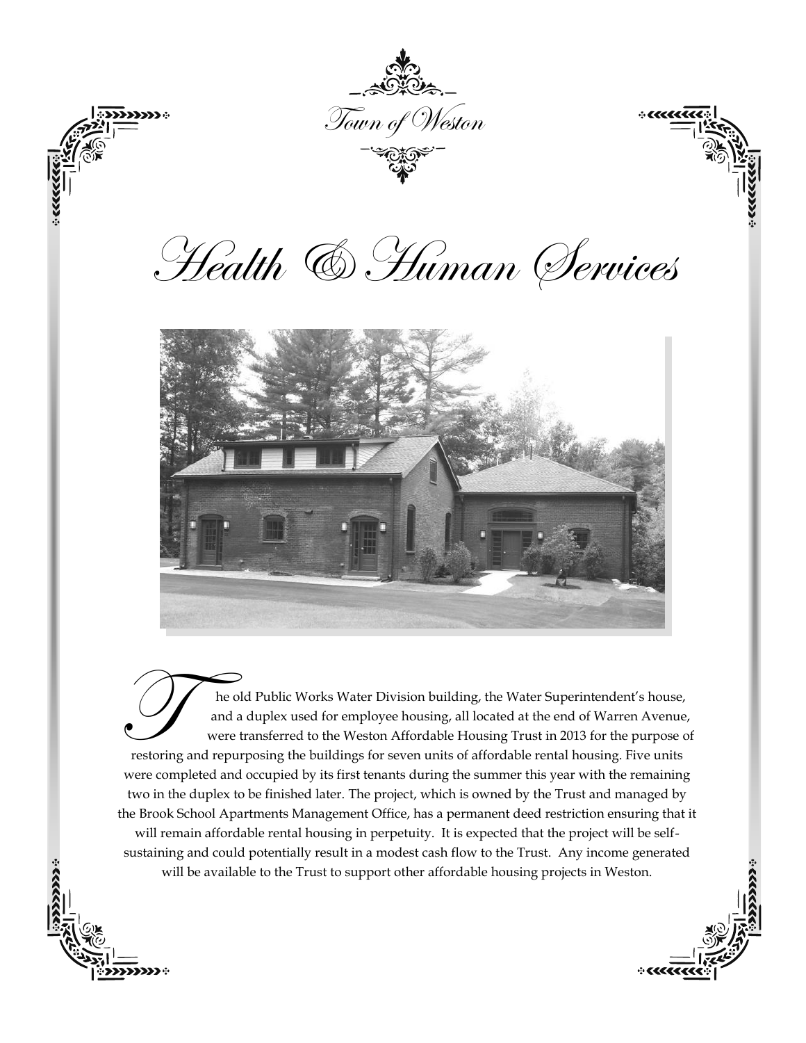Town of Weston

# Health & Human Services

The old Public Works Water Division building, the Water Superintendent's house, and a duplex used for employee housing, all located at the end of Warren Avenue, were transferred to the Weston Affordable Housing Trust in 2013 for the purpose of restoring and repurposing the buildings for seven units of affordable rental housing. Five units were completed and occupied by its first tenants during the summer this year with the remaining two in the duplex to be finished later. The project, which is owned by the Trust and managed by the Brook School Apartments Management Office, has a permanent deed restriction ensuring that it will remain affordable rental housing in perpetuity. It is expected that the project will be self-sustaining and could potentially result in a modest cash flow to the Trust. Any income generated will be available to the Trust to support other affordable housing projects in Weston.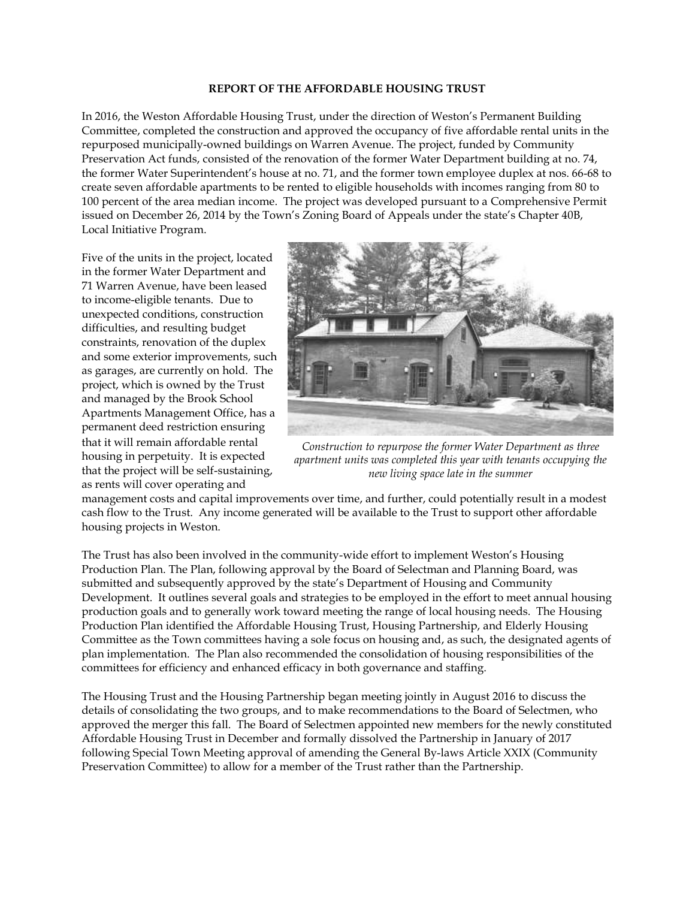**REPORT OF THE AFFORDABLE HOUSING TRUST**

In 2016, the Weston Affordable Housing Trust, under the direction of Weston's Permanent Building Committee, completed the construction and approved the occupancy of five affordable rental units in the repurposed municipally-owned buildings on Warren Avenue. The project, funded by Community Preservation Act funds, consisted of the renovation of the former Water Department building at no. 74, the former Water Superintendent's house at no. 71, and the former town employee duplex at nos. 66-68 to create seven affordable apartments to be rented to eligible households with incomes ranging from 80 to 100 percent of the area median income. The project was developed pursuant to a Comprehensive Permit issued on December 26, 2014 by the Town's Zoning Board of Appeals under the state's Chapter 40B, Local Initiative Program.

Five of the units in the project, located in the former Water Department and 71 Warren Avenue, have been leased to income-eligible tenants. Due to unexpected conditions, construction difficulties, and resulting budget constraints, renovation of the duplex and some exterior improvements, such as garages, are currently on hold. The project, which is owned by the Trust and managed by the Brook School Apartments Management Office, has a permanent deed restriction ensuring that it will remain affordable rental housing in perpetuity. It is expected that the project will be self-sustaining, as rents will cover operating and management costs and capital improvements over time, and further, could potentially result in a modest cash flow to the Trust. Any income generated will be available to the Trust to support other affordable housing projects in Weston.

*Construction to repurpose the former Water Department as three apartment units was completed this year with tenants occupying the new living space late in the summer*

The Trust has also been involved in the community-wide effort to implement Weston's Housing Production Plan. The Plan, following approval by the Board of Selectman and Planning Board, was submitted and subsequently approved by the state's Department of Housing and Community Development. It outlines several goals and strategies to be employed in the effort to meet annual housing production goals and to generally work toward meeting the range of local housing needs. The Housing Production Plan identified the Affordable Housing Trust, Housing Partnership, and Elderly Housing Committee as the Town committees having a sole focus on housing and, as such, the designated agents of plan implementation. The Plan also recommended the consolidation of housing responsibilities of the committees for efficiency and enhanced efficacy in both governance and staffing.

The Housing Trust and the Housing Partnership began meeting jointly in August 2016 to discuss the details of consolidating the two groups, and to make recommendations to the Board of Selectmen, who approved the merger this fall. The Board of Selectmen appointed new members for the newly constituted Affordable Housing Trust in December and formally dissolved the Partnership in January of 2017 following Special Town Meeting approval of amending the General By-laws Article XXIX (Community Preservation Committee) to allow for a member of the Trust rather than the Partnership.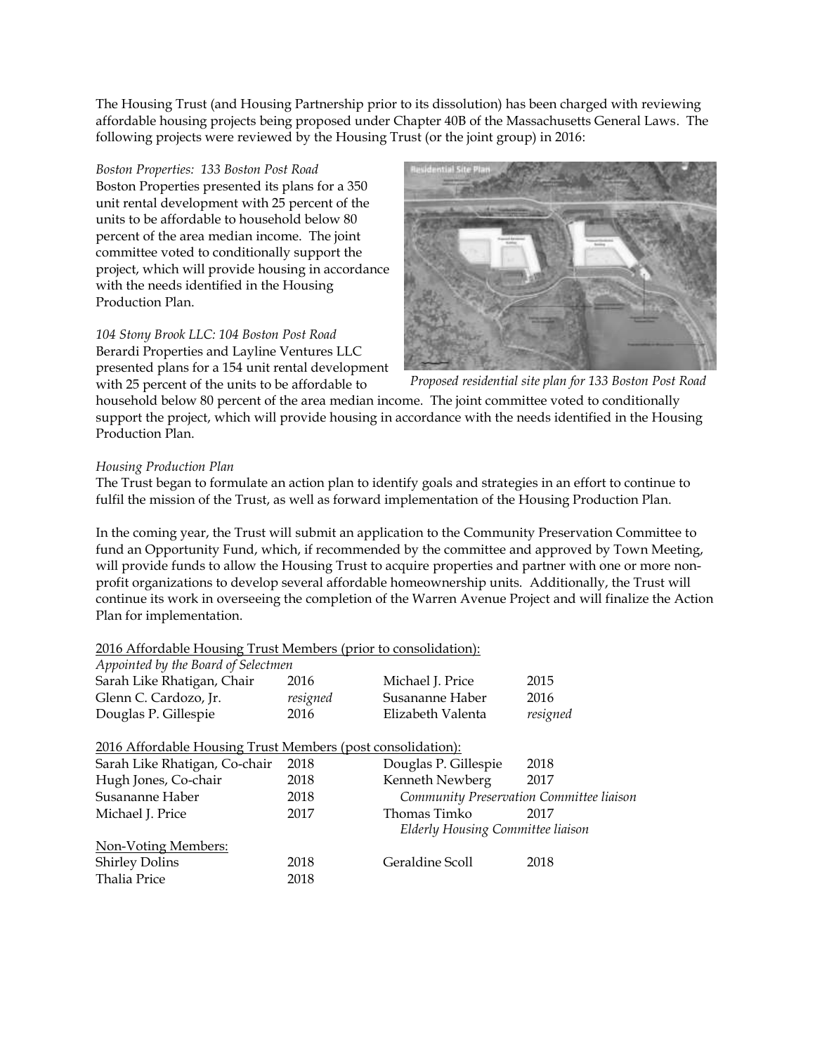The Housing Trust (and Housing Partnership prior to its dissolution) has been charged with reviewing affordable housing projects being proposed under Chapter 40B of the Massachusetts General Laws. The following projects were reviewed by the Housing Trust (or the joint group) in 2016:

*Boston Properties: 133 Boston Post Road*
Boston Properties presented its plans for a 350 unit rental development with 25 percent of the units to be affordable to household below 80 percent of the area median income. The joint committee voted to conditionally support the project, which will provide housing in accordance with the needs identified in the Housing Production Plan.

*Proposed residential site plan for 133 Boston Post Road*

*104 Stony Brook LLC: 104 Boston Post Road*
Berardi Properties and Layline Ventures LLC presented plans for a 154 unit rental development with 25 percent of the units to be affordable to household below 80 percent of the area median income. The joint committee voted to conditionally support the project, which will provide housing in accordance with the needs identified in the Housing Production Plan.

*Housing Production Plan*
The Trust began to formulate an action plan to identify goals and strategies in an effort to continue to fulfil the mission of the Trust, as well as forward implementation of the Housing Production Plan.

In the coming year, the Trust will submit an application to the Community Preservation Committee to fund an Opportunity Fund, which, if recommended by the committee and approved by Town Meeting, will provide funds to allow the Housing Trust to acquire properties and partner with one or more non-profit organizations to develop several affordable homeownership units. Additionally, the Trust will continue its work in overseeing the completion of the Warren Avenue Project and will finalize the Action Plan for implementation.

2016 Affordable Housing Trust Members (prior to consolidation):

*Appointed by the Board of Selectmen*

| | | | |
|---|---|---|---|
| Sarah Like Rhatigan, Chair | 2016 | Michael J. Price | 2015 |
| Glenn C. Cardozo, Jr. | *resigned* | Susananne Haber | 2016 |
| Douglas P. Gillespie | 2016 | Elizabeth Valenta | *resigned* |

2016 Affordable Housing Trust Members (post consolidation):

| | | | |
|---|---|---|---|
| Sarah Like Rhatigan, Co-chair | 2018 | Douglas P. Gillespie | 2018 |
| Hugh Jones, Co-chair | 2018 | Kenneth Newberg | 2017 |
| Susananne Haber | 2018 | *Community Preservation Committee liaison* | |
| Michael J. Price | 2017 | Thomas Timko | 2017 |
| | | *Elderly Housing Committee liaison* | |

Non-Voting Members:

| | | | |
|---|---|---|---|
| Shirley Dolins | 2018 | Geraldine Scoll | 2018 |
| Thalia Price | 2018 | | |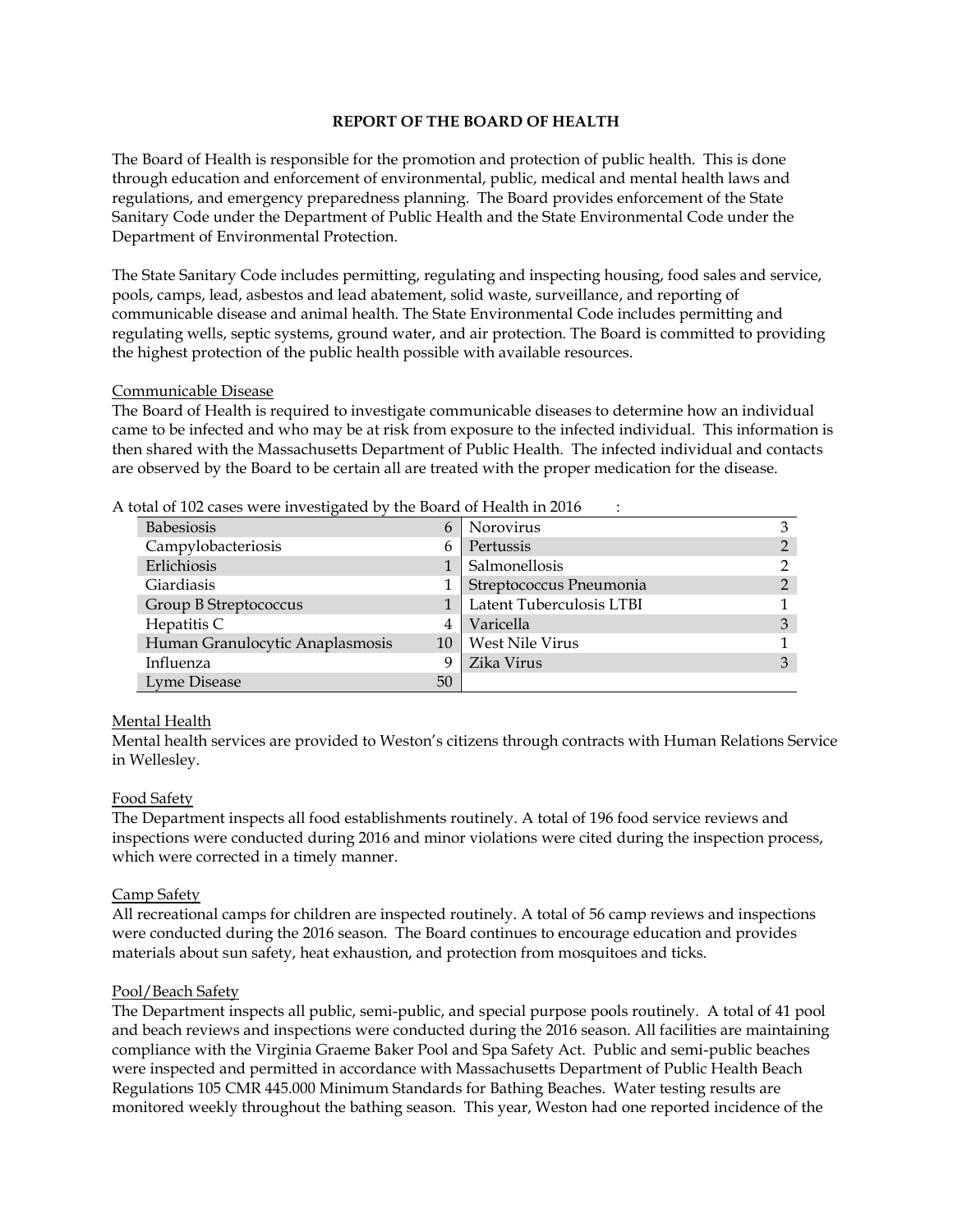# REPORT OF THE BOARD OF HEALTH

The Board of Health is responsible for the promotion and protection of public health. This is done through education and enforcement of environmental, public, medical and mental health laws and regulations, and emergency preparedness planning. The Board provides enforcement of the State Sanitary Code under the Department of Public Health and the State Environmental Code under the Department of Environmental Protection.

The State Sanitary Code includes permitting, regulating and inspecting housing, food sales and service, pools, camps, lead, asbestos and lead abatement, solid waste, surveillance, and reporting of communicable disease and animal health. The State Environmental Code includes permitting and regulating wells, septic systems, ground water, and air protection. The Board is committed to providing the highest protection of the public health possible with available resources.

## Communicable Disease

The Board of Health is required to investigate communicable diseases to determine how an individual came to be infected and who may be at risk from exposure to the infected individual. This information is then shared with the Massachusetts Department of Public Health. The infected individual and contacts are observed by the Board to be certain all are treated with the proper medication for the disease.

A total of 102 cases were investigated by the Board of Health in 2016 :

| Disease | Cases | Disease | Cases |
|---|---|---|---|
| Babesiosis | 6 | Norovirus | 3 |
| Campylobacteriosis | 6 | Pertussis | 2 |
| Erlichiosis | 1 | Salmonellosis | 2 |
| Giardiasis | 1 | Streptococcus Pneumonia | 2 |
| Group B Streptococcus | 1 | Latent Tuberculosis LTBI | 1 |
| Hepatitis C | 4 | Varicella | 3 |
| Human Granulocytic Anaplasmosis | 10 | West Nile Virus | 1 |
| Influenza | 9 | Zika Virus | 3 |
| Lyme Disease | 50 | | |

## Mental Health

Mental health services are provided to Weston's citizens through contracts with Human Relations Service in Wellesley.

## Food Safety

The Department inspects all food establishments routinely. A total of 196 food service reviews and inspections were conducted during 2016 and minor violations were cited during the inspection process, which were corrected in a timely manner.

## Camp Safety

All recreational camps for children are inspected routinely. A total of 56 camp reviews and inspections were conducted during the 2016 season. The Board continues to encourage education and provides materials about sun safety, heat exhaustion, and protection from mosquitoes and ticks.

## Pool/Beach Safety

The Department inspects all public, semi-public, and special purpose pools routinely. A total of 41 pool and beach reviews and inspections were conducted during the 2016 season. All facilities are maintaining compliance with the Virginia Graeme Baker Pool and Spa Safety Act. Public and semi-public beaches were inspected and permitted in accordance with Massachusetts Department of Public Health Beach Regulations 105 CMR 445.000 Minimum Standards for Bathing Beaches. Water testing results are monitored weekly throughout the bathing season. This year, Weston had one reported incidence of the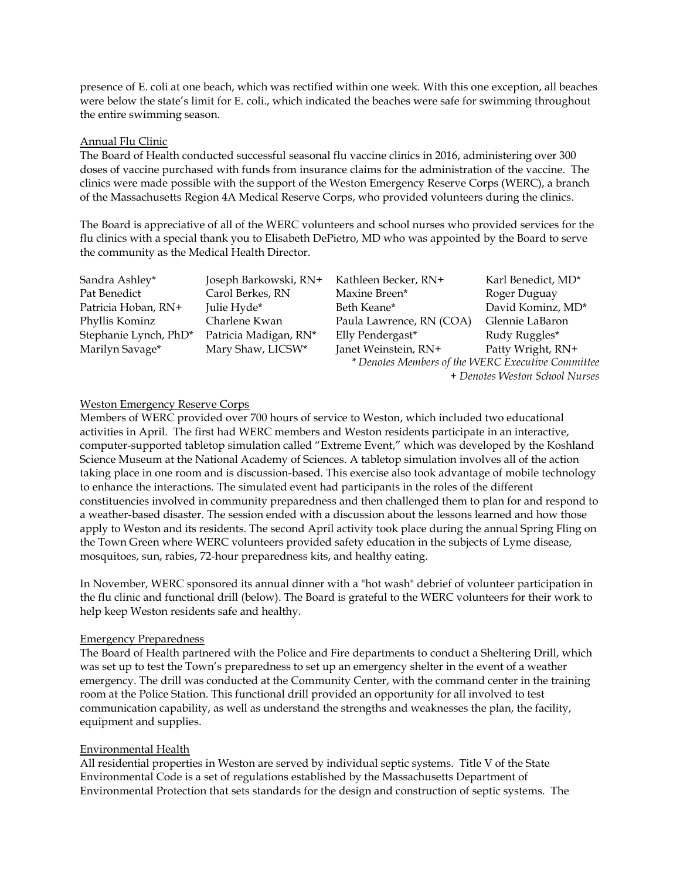presence of E. coli at one beach, which was rectified within one week. With this one exception, all beaches were below the state's limit for E. coli., which indicated the beaches were safe for swimming throughout the entire swimming season.

### Annual Flu Clinic

The Board of Health conducted successful seasonal flu vaccine clinics in 2016, administering over 300 doses of vaccine purchased with funds from insurance claims for the administration of the vaccine. The clinics were made possible with the support of the Weston Emergency Reserve Corps (WERC), a branch of the Massachusetts Region 4A Medical Reserve Corps, who provided volunteers during the clinics.

The Board is appreciative of all of the WERC volunteers and school nurses who provided services for the flu clinics with a special thank you to Elisabeth DePietro, MD who was appointed by the Board to serve the community as the Medical Health Director.

| | | | |
|---|---|---|---|
| Sandra Ashley* | Joseph Barkowski, RN+ | Kathleen Becker, RN+ | Karl Benedict, MD* |
| Pat Benedict | Carol Berkes, RN | Maxine Breen* | Roger Duguay |
| Patricia Hoban, RN+ | Julie Hyde* | Beth Keane* | David Kominz, MD* |
| Phyllis Kominz | Charlene Kwan | Paula Lawrence, RN (COA) | Glennie LaBaron |
| Stephanie Lynch, PhD* | Patricia Madigan, RN* | Elly Pendergast* | Rudy Ruggles* |
| Marilyn Savage* | Mary Shaw, LICSW* | Janet Weinstein, RN+ | Patty Wright, RN+ |

*\* Denotes Members of the WERC Executive Committee*

*+ Denotes Weston School Nurses*

### Weston Emergency Reserve Corps

Members of WERC provided over 700 hours of service to Weston, which included two educational activities in April. The first had WERC members and Weston residents participate in an interactive, computer-supported tabletop simulation called "Extreme Event," which was developed by the Koshland Science Museum at the National Academy of Sciences. A tabletop simulation involves all of the action taking place in one room and is discussion-based. This exercise also took advantage of mobile technology to enhance the interactions. The simulated event had participants in the roles of the different constituencies involved in community preparedness and then challenged them to plan for and respond to a weather-based disaster. The session ended with a discussion about the lessons learned and how those apply to Weston and its residents. The second April activity took place during the annual Spring Fling on the Town Green where WERC volunteers provided safety education in the subjects of Lyme disease, mosquitoes, sun, rabies, 72-hour preparedness kits, and healthy eating.

In November, WERC sponsored its annual dinner with a "hot wash" debrief of volunteer participation in the flu clinic and functional drill (below). The Board is grateful to the WERC volunteers for their work to help keep Weston residents safe and healthy.

### Emergency Preparedness

The Board of Health partnered with the Police and Fire departments to conduct a Sheltering Drill, which was set up to test the Town's preparedness to set up an emergency shelter in the event of a weather emergency. The drill was conducted at the Community Center, with the command center in the training room at the Police Station. This functional drill provided an opportunity for all involved to test communication capability, as well as understand the strengths and weaknesses the plan, the facility, equipment and supplies.

### Environmental Health

All residential properties in Weston are served by individual septic systems. Title V of the State Environmental Code is a set of regulations established by the Massachusetts Department of Environmental Protection that sets standards for the design and construction of septic systems. The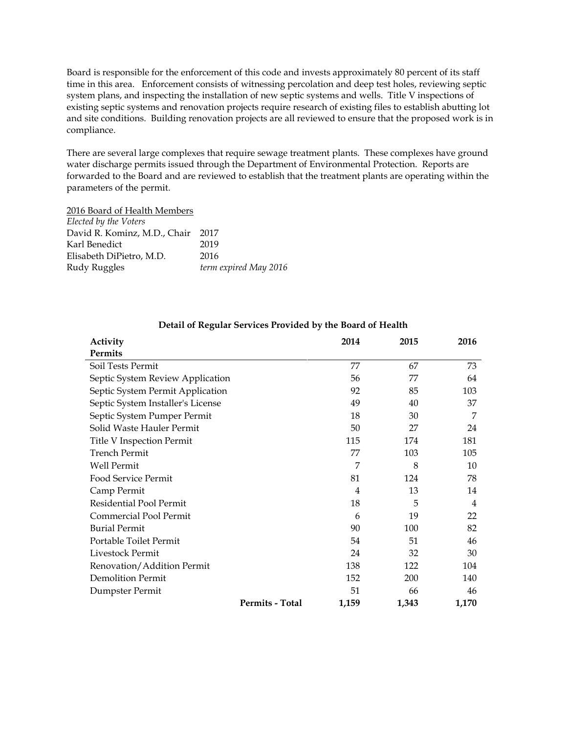Board is responsible for the enforcement of this code and invests approximately 80 percent of its staff time in this area. Enforcement consists of witnessing percolation and deep test holes, reviewing septic system plans, and inspecting the installation of new septic systems and wells. Title V inspections of existing septic systems and renovation projects require research of existing files to establish abutting lot and site conditions. Building renovation projects are all reviewed to ensure that the proposed work is in compliance.

There are several large complexes that require sewage treatment plants. These complexes have ground water discharge permits issued through the Department of Environmental Protection. Reports are forwarded to the Board and are reviewed to establish that the treatment plants are operating within the parameters of the permit.

2016 Board of Health Members

*Elected by the Voters*

| | |
|---|---|
| David R. Kominz, M.D., Chair | 2017 |
| Karl Benedict | 2019 |
| Elisabeth DiPietro, M.D. | 2016 |
| Rudy Ruggles | *term expired May 2016* |

**Detail of Regular Services Provided by the Board of Health**

| **Activity**<br>**Permits** | **2014** | **2015** | **2016** |
|---|---|---|---|
| Soil Tests Permit | 77 | 67 | 73 |
| Septic System Review Application | 56 | 77 | 64 |
| Septic System Permit Application | 92 | 85 | 103 |
| Septic System Installer's License | 49 | 40 | 37 |
| Septic System Pumper Permit | 18 | 30 | 7 |
| Solid Waste Hauler Permit | 50 | 27 | 24 |
| Title V Inspection Permit | 115 | 174 | 181 |
| Trench Permit | 77 | 103 | 105 |
| Well Permit | 7 | 8 | 10 |
| Food Service Permit | 81 | 124 | 78 |
| Camp Permit | 4 | 13 | 14 |
| Residential Pool Permit | 18 | 5 | 4 |
| Commercial Pool Permit | 6 | 19 | 22 |
| Burial Permit | 90 | 100 | 82 |
| Portable Toilet Permit | 54 | 51 | 46 |
| Livestock Permit | 24 | 32 | 30 |
| Renovation/Addition Permit | 138 | 122 | 104 |
| Demolition Permit | 152 | 200 | 140 |
| Dumpster Permit | 51 | 66 | 46 |
| **Permits - Total** | **1,159** | **1,343** | **1,170** |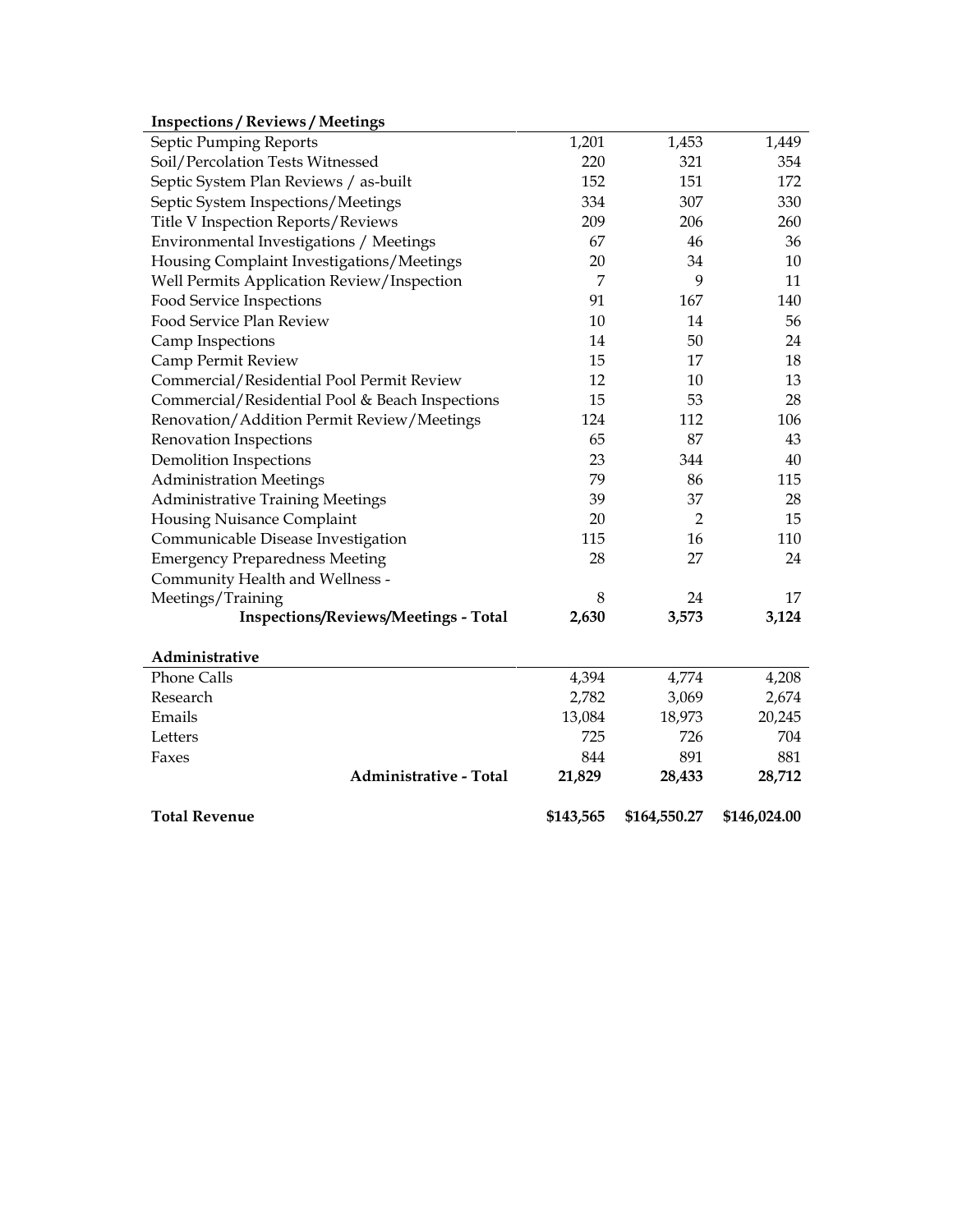| Inspections / Reviews / Meetings | | | |
|---|---|---|---|
| Septic Pumping Reports | 1,201 | 1,453 | 1,449 |
| Soil/Percolation Tests Witnessed | 220 | 321 | 354 |
| Septic System Plan Reviews / as-built | 152 | 151 | 172 |
| Septic System Inspections/Meetings | 334 | 307 | 330 |
| Title V Inspection Reports/Reviews | 209 | 206 | 260 |
| Environmental Investigations / Meetings | 67 | 46 | 36 |
| Housing Complaint Investigations/Meetings | 20 | 34 | 10 |
| Well Permits Application Review/Inspection | 7 | 9 | 11 |
| Food Service Inspections | 91 | 167 | 140 |
| Food Service Plan Review | 10 | 14 | 56 |
| Camp Inspections | 14 | 50 | 24 |
| Camp Permit Review | 15 | 17 | 18 |
| Commercial/Residential Pool Permit Review | 12 | 10 | 13 |
| Commercial/Residential Pool & Beach Inspections | 15 | 53 | 28 |
| Renovation/Addition Permit Review/Meetings | 124 | 112 | 106 |
| Renovation Inspections | 65 | 87 | 43 |
| Demolition Inspections | 23 | 344 | 40 |
| Administration Meetings | 79 | 86 | 115 |
| Administrative Training Meetings | 39 | 37 | 28 |
| Housing Nuisance Complaint | 20 | 2 | 15 |
| Communicable Disease Investigation | 115 | 16 | 110 |
| Emergency Preparedness Meeting | 28 | 27 | 24 |
| Community Health and Wellness - Meetings/Training | 8 | 24 | 17 |
| **Inspections/Reviews/Meetings - Total** | **2,630** | **3,573** | **3,124** |

| Administrative | | | |
|---|---|---|---|
| Phone Calls | 4,394 | 4,774 | 4,208 |
| Research | 2,782 | 3,069 | 2,674 |
| Emails | 13,084 | 18,973 | 20,245 |
| Letters | 725 | 726 | 704 |
| Faxes | 844 | 891 | 881 |
| **Administrative - Total** | **21,829** | **28,433** | **28,712** |
| | | | |
| **Total Revenue** | **$143,565** | **$164,550.27** | **$146,024.00** |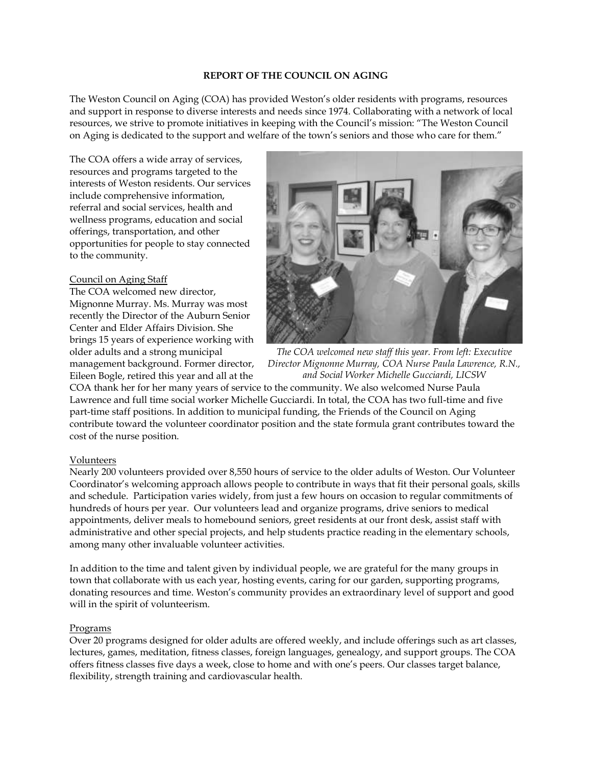**REPORT OF THE COUNCIL ON AGING**

The Weston Council on Aging (COA) has provided Weston's older residents with programs, resources and support in response to diverse interests and needs since 1974. Collaborating with a network of local resources, we strive to promote initiatives in keeping with the Council's mission: "The Weston Council on Aging is dedicated to the support and welfare of the town's seniors and those who care for them."

The COA offers a wide array of services, resources and programs targeted to the interests of Weston residents. Our services include comprehensive information, referral and social services, health and wellness programs, education and social offerings, transportation, and other opportunities for people to stay connected to the community.

Council on Aging Staff

The COA welcomed new director, Mignonne Murray. Ms. Murray was most recently the Director of the Auburn Senior Center and Elder Affairs Division. She brings 15 years of experience working with older adults and a strong municipal management background. Former director, Eileen Bogle, retired this year and all at the COA thank her for her many years of service to the community. We also welcomed Nurse Paula Lawrence and full time social worker Michelle Gucciardi. In total, the COA has two full-time and five part-time staff positions. In addition to municipal funding, the Friends of the Council on Aging contribute toward the volunteer coordinator position and the state formula grant contributes toward the cost of the nurse position.

*The COA welcomed new staff this year. From left: Executive Director Mignonne Murray, COA Nurse Paula Lawrence, R.N., and Social Worker Michelle Gucciardi, LICSW*

Volunteers

Nearly 200 volunteers provided over 8,550 hours of service to the older adults of Weston. Our Volunteer Coordinator's welcoming approach allows people to contribute in ways that fit their personal goals, skills and schedule. Participation varies widely, from just a few hours on occasion to regular commitments of hundreds of hours per year. Our volunteers lead and organize programs, drive seniors to medical appointments, deliver meals to homebound seniors, greet residents at our front desk, assist staff with administrative and other special projects, and help students practice reading in the elementary schools, among many other invaluable volunteer activities.

In addition to the time and talent given by individual people, we are grateful for the many groups in town that collaborate with us each year, hosting events, caring for our garden, supporting programs, donating resources and time. Weston's community provides an extraordinary level of support and good will in the spirit of volunteerism.

Programs

Over 20 programs designed for older adults are offered weekly, and include offerings such as art classes, lectures, games, meditation, fitness classes, foreign languages, genealogy, and support groups. The COA offers fitness classes five days a week, close to home and with one's peers. Our classes target balance, flexibility, strength training and cardiovascular health.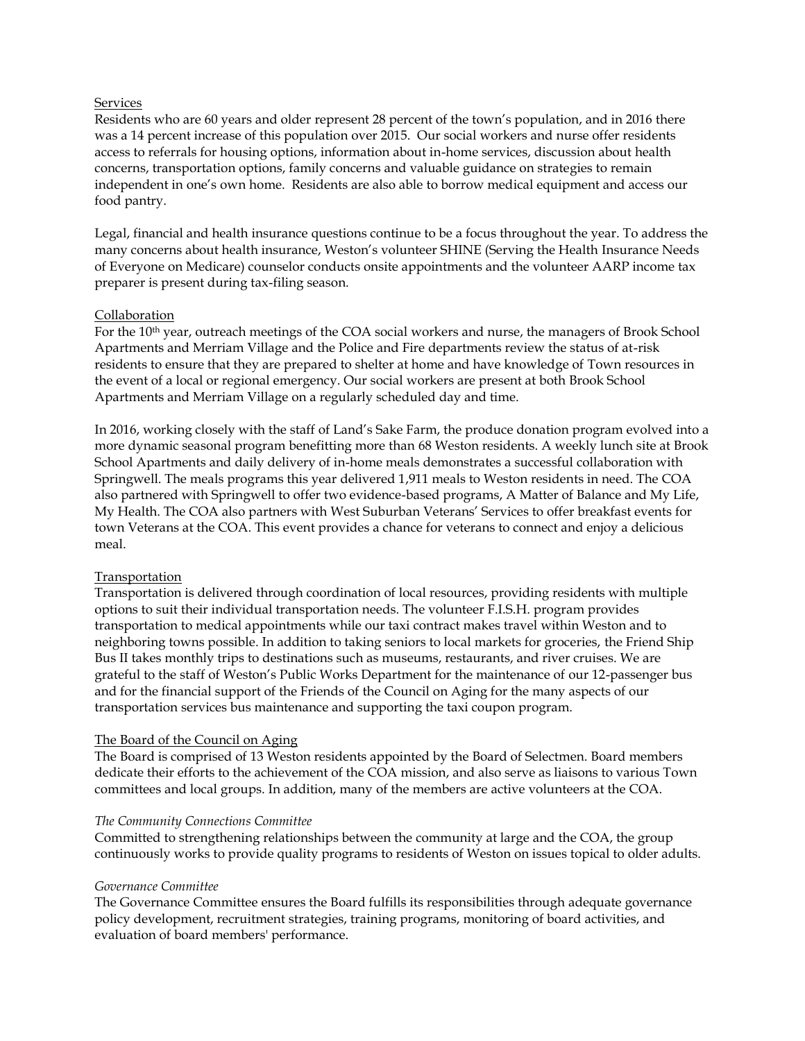## Services

Residents who are 60 years and older represent 28 percent of the town's population, and in 2016 there was a 14 percent increase of this population over 2015. Our social workers and nurse offer residents access to referrals for housing options, information about in-home services, discussion about health concerns, transportation options, family concerns and valuable guidance on strategies to remain independent in one's own home. Residents are also able to borrow medical equipment and access our food pantry.

Legal, financial and health insurance questions continue to be a focus throughout the year. To address the many concerns about health insurance, Weston's volunteer SHINE (Serving the Health Insurance Needs of Everyone on Medicare) counselor conducts onsite appointments and the volunteer AARP income tax preparer is present during tax-filing season.

## Collaboration

For the 10th year, outreach meetings of the COA social workers and nurse, the managers of Brook School Apartments and Merriam Village and the Police and Fire departments review the status of at-risk residents to ensure that they are prepared to shelter at home and have knowledge of Town resources in the event of a local or regional emergency. Our social workers are present at both Brook School Apartments and Merriam Village on a regularly scheduled day and time.

In 2016, working closely with the staff of Land's Sake Farm, the produce donation program evolved into a more dynamic seasonal program benefitting more than 68 Weston residents. A weekly lunch site at Brook School Apartments and daily delivery of in-home meals demonstrates a successful collaboration with Springwell. The meals programs this year delivered 1,911 meals to Weston residents in need. The COA also partnered with Springwell to offer two evidence-based programs, A Matter of Balance and My Life, My Health. The COA also partners with West Suburban Veterans' Services to offer breakfast events for town Veterans at the COA. This event provides a chance for veterans to connect and enjoy a delicious meal.

## Transportation

Transportation is delivered through coordination of local resources, providing residents with multiple options to suit their individual transportation needs. The volunteer F.I.S.H. program provides transportation to medical appointments while our taxi contract makes travel within Weston and to neighboring towns possible. In addition to taking seniors to local markets for groceries, the Friend Ship Bus II takes monthly trips to destinations such as museums, restaurants, and river cruises. We are grateful to the staff of Weston's Public Works Department for the maintenance of our 12-passenger bus and for the financial support of the Friends of the Council on Aging for the many aspects of our transportation services bus maintenance and supporting the taxi coupon program.

## The Board of the Council on Aging

The Board is comprised of 13 Weston residents appointed by the Board of Selectmen. Board members dedicate their efforts to the achievement of the COA mission, and also serve as liaisons to various Town committees and local groups. In addition, many of the members are active volunteers at the COA.

### *The Community Connections Committee*

Committed to strengthening relationships between the community at large and the COA, the group continuously works to provide quality programs to residents of Weston on issues topical to older adults.

### *Governance Committee*

The Governance Committee ensures the Board fulfills its responsibilities through adequate governance policy development, recruitment strategies, training programs, monitoring of board activities, and evaluation of board members' performance.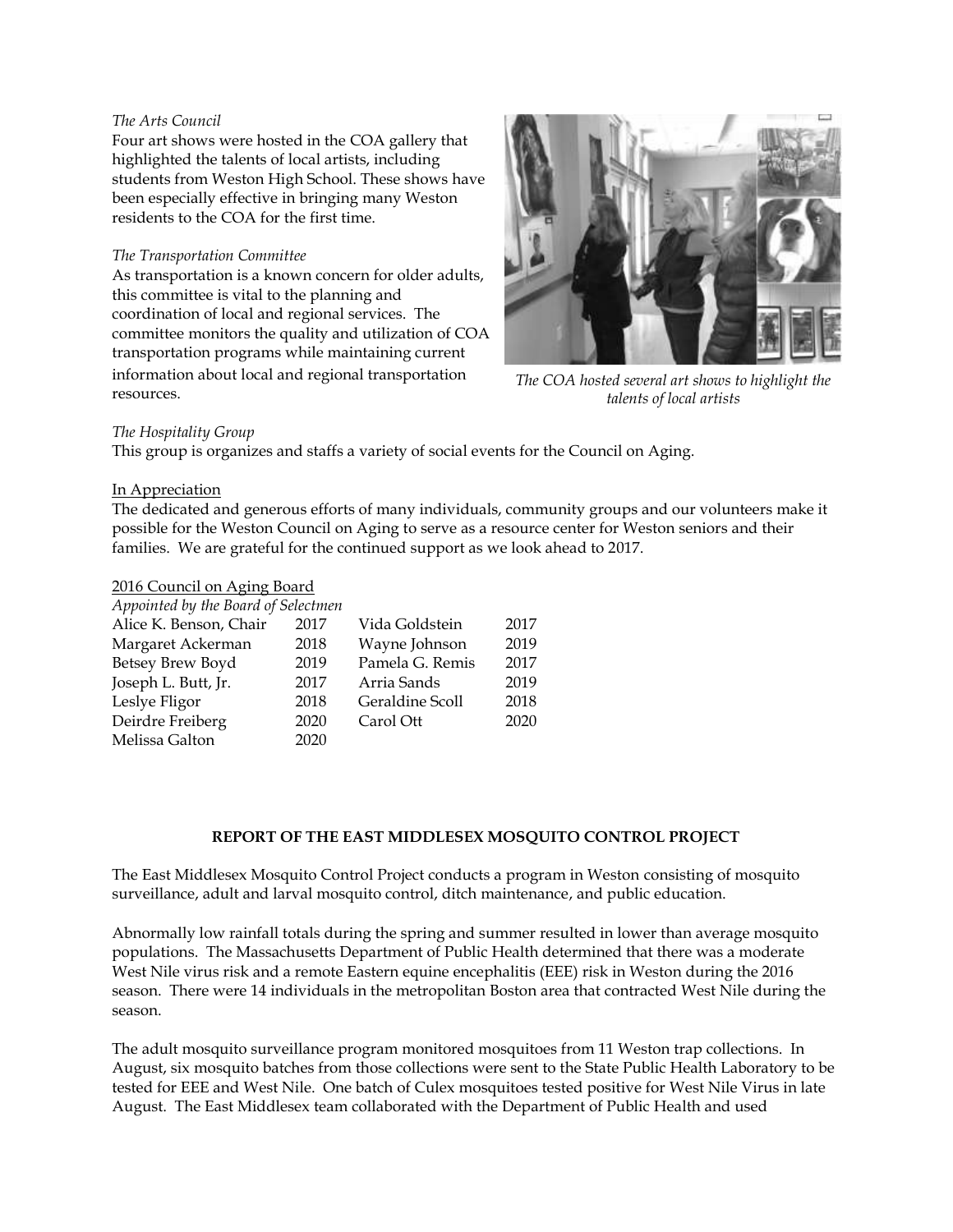*The Arts Council*

Four art shows were hosted in the COA gallery that highlighted the talents of local artists, including students from Weston High School. These shows have been especially effective in bringing many Weston residents to the COA for the first time.

*The Transportation Committee*

As transportation is a known concern for older adults, this committee is vital to the planning and coordination of local and regional services. The committee monitors the quality and utilization of COA transportation programs while maintaining current information about local and regional transportation resources.

*The COA hosted several art shows to highlight the talents of local artists*

*The Hospitality Group*

This group is organizes and staffs a variety of social events for the Council on Aging.

In Appreciation

The dedicated and generous efforts of many individuals, community groups and our volunteers make it possible for the Weston Council on Aging to serve as a resource center for Weston seniors and their families. We are grateful for the continued support as we look ahead to 2017.

2016 Council on Aging Board

*Appointed by the Board of Selectmen*

| | | | |
|---|---|---|---|
| Alice K. Benson, Chair | 2017 | Vida Goldstein | 2017 |
| Margaret Ackerman | 2018 | Wayne Johnson | 2019 |
| Betsey Brew Boyd | 2019 | Pamela G. Remis | 2017 |
| Joseph L. Butt, Jr. | 2017 | Arria Sands | 2019 |
| Leslye Fligor | 2018 | Geraldine Scoll | 2018 |
| Deirdre Freiberg | 2020 | Carol Ott | 2020 |
| Melissa Galton | 2020 | | |

## REPORT OF THE EAST MIDDLESEX MOSQUITO CONTROL PROJECT

The East Middlesex Mosquito Control Project conducts a program in Weston consisting of mosquito surveillance, adult and larval mosquito control, ditch maintenance, and public education.

Abnormally low rainfall totals during the spring and summer resulted in lower than average mosquito populations. The Massachusetts Department of Public Health determined that there was a moderate West Nile virus risk and a remote Eastern equine encephalitis (EEE) risk in Weston during the 2016 season. There were 14 individuals in the metropolitan Boston area that contracted West Nile during the season.

The adult mosquito surveillance program monitored mosquitoes from 11 Weston trap collections. In August, six mosquito batches from those collections were sent to the State Public Health Laboratory to be tested for EEE and West Nile. One batch of Culex mosquitoes tested positive for West Nile Virus in late August. The East Middlesex team collaborated with the Department of Public Health and used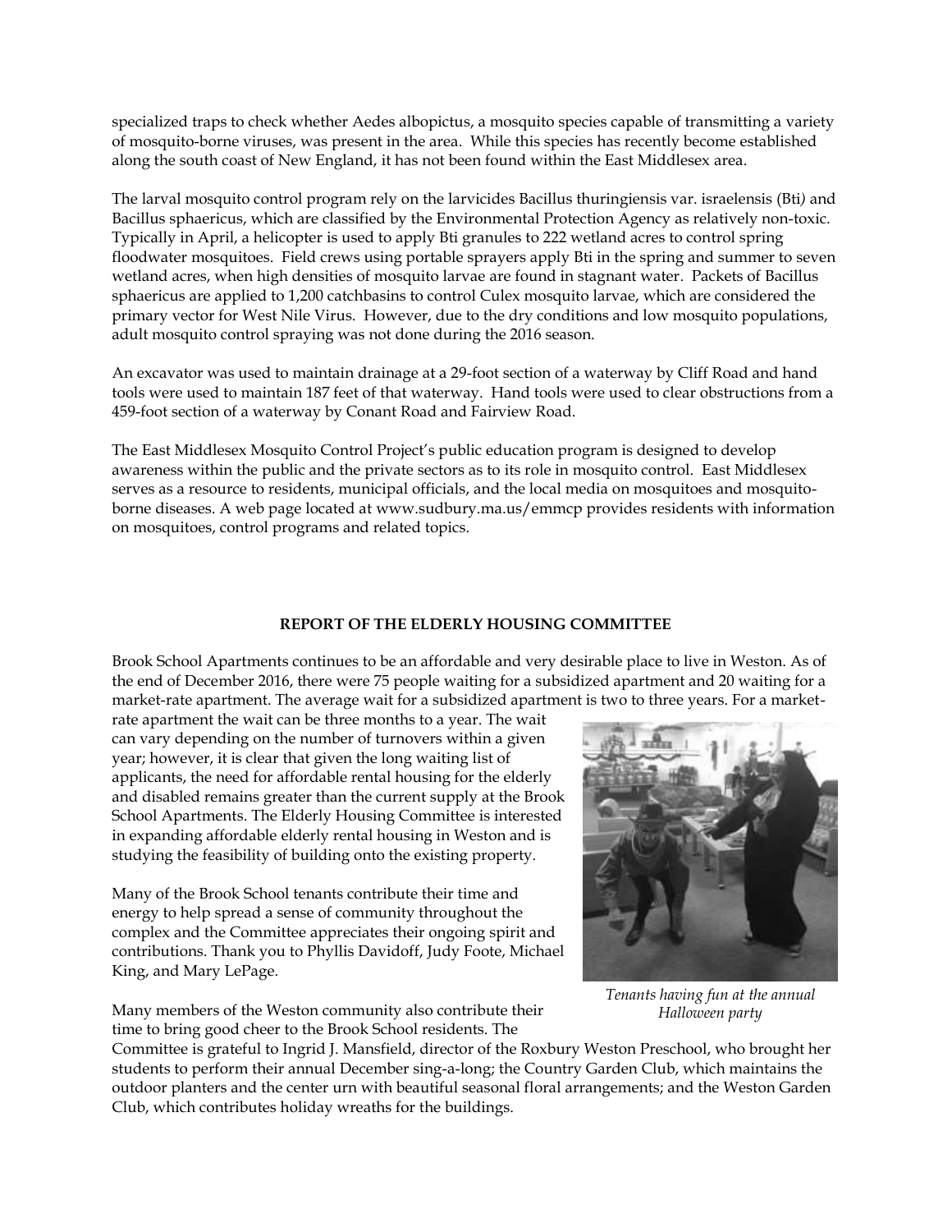specialized traps to check whether Aedes albopictus, a mosquito species capable of transmitting a variety of mosquito-borne viruses, was present in the area. While this species has recently become established along the south coast of New England, it has not been found within the East Middlesex area.

The larval mosquito control program rely on the larvicides Bacillus thuringiensis var. israelensis (Bti) and Bacillus sphaericus, which are classified by the Environmental Protection Agency as relatively non-toxic. Typically in April, a helicopter is used to apply Bti granules to 222 wetland acres to control spring floodwater mosquitoes. Field crews using portable sprayers apply Bti in the spring and summer to seven wetland acres, when high densities of mosquito larvae are found in stagnant water. Packets of Bacillus sphaericus are applied to 1,200 catchbasins to control Culex mosquito larvae, which are considered the primary vector for West Nile Virus. However, due to the dry conditions and low mosquito populations, adult mosquito control spraying was not done during the 2016 season.

An excavator was used to maintain drainage at a 29-foot section of a waterway by Cliff Road and hand tools were used to maintain 187 feet of that waterway. Hand tools were used to clear obstructions from a 459-foot section of a waterway by Conant Road and Fairview Road.

The East Middlesex Mosquito Control Project's public education program is designed to develop awareness within the public and the private sectors as to its role in mosquito control. East Middlesex serves as a resource to residents, municipal officials, and the local media on mosquitoes and mosquito-borne diseases. A web page located at www.sudbury.ma.us/emmcp provides residents with information on mosquitoes, control programs and related topics.

## REPORT OF THE ELDERLY HOUSING COMMITTEE

Brook School Apartments continues to be an affordable and very desirable place to live in Weston. As of the end of December 2016, there were 75 people waiting for a subsidized apartment and 20 waiting for a market-rate apartment. The average wait for a subsidized apartment is two to three years. For a market-rate apartment the wait can be three months to a year. The wait can vary depending on the number of turnovers within a given year; however, it is clear that given the long waiting list of applicants, the need for affordable rental housing for the elderly and disabled remains greater than the current supply at the Brook School Apartments. The Elderly Housing Committee is interested in expanding affordable elderly rental housing in Weston and is studying the feasibility of building onto the existing property.

Many of the Brook School tenants contribute their time and energy to help spread a sense of community throughout the complex and the Committee appreciates their ongoing spirit and contributions. Thank you to Phyllis Davidoff, Judy Foote, Michael King, and Mary LePage.

*Tenants having fun at the annual Halloween party*

Many members of the Weston community also contribute their time to bring good cheer to the Brook School residents. The Committee is grateful to Ingrid J. Mansfield, director of the Roxbury Weston Preschool, who brought her students to perform their annual December sing-a-long; the Country Garden Club, which maintains the outdoor planters and the center urn with beautiful seasonal floral arrangements; and the Weston Garden Club, which contributes holiday wreaths for the buildings.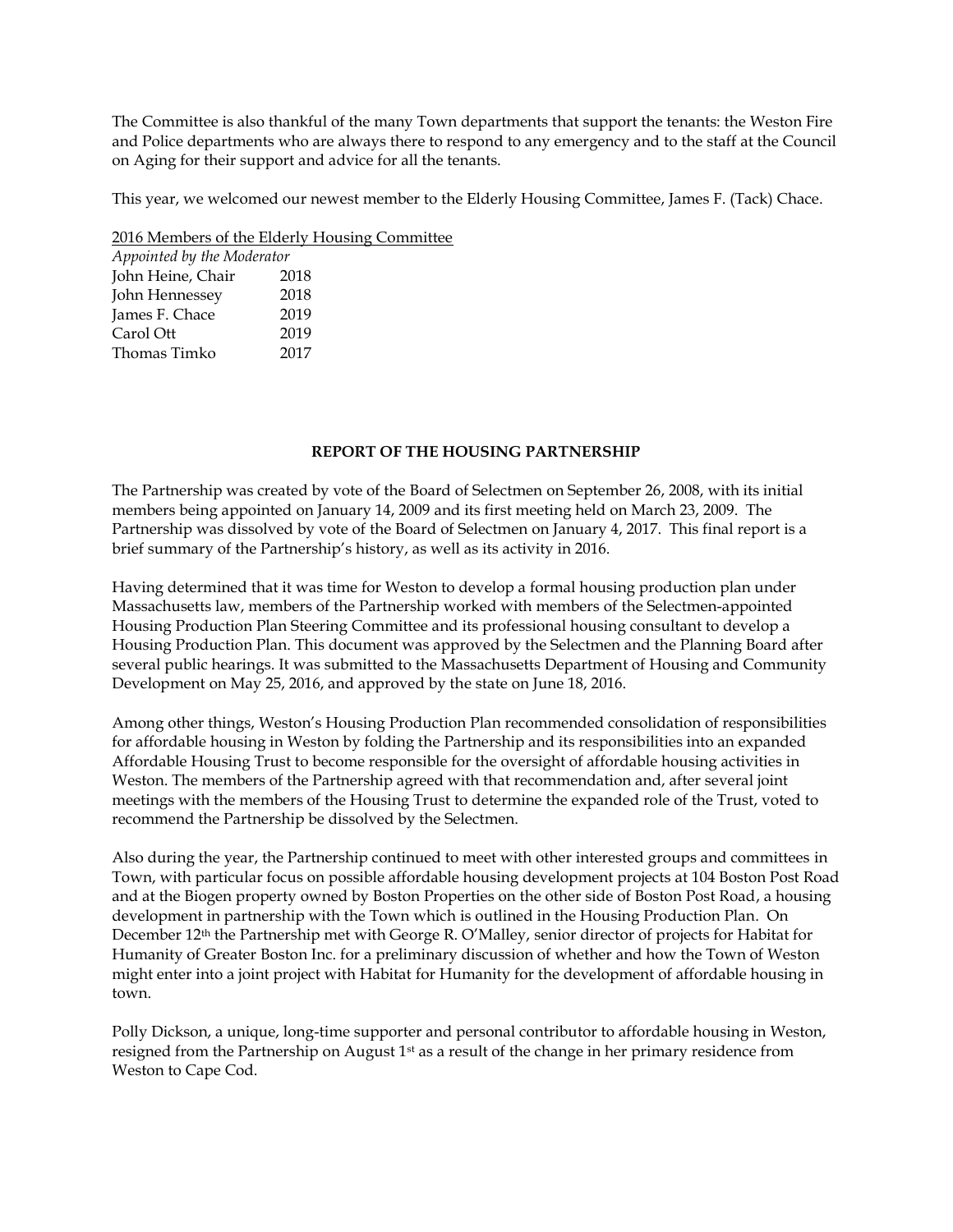The Committee is also thankful of the many Town departments that support the tenants: the Weston Fire and Police departments who are always there to respond to any emergency and to the staff at the Council on Aging for their support and advice for all the tenants.

This year, we welcomed our newest member to the Elderly Housing Committee, James F. (Tack) Chace.

2016 Members of the Elderly Housing Committee
*Appointed by the Moderator*

| | |
|---|---|
| John Heine, Chair | 2018 |
| John Hennessey | 2018 |
| James F. Chace | 2019 |
| Carol Ott | 2019 |
| Thomas Timko | 2017 |

## REPORT OF THE HOUSING PARTNERSHIP

The Partnership was created by vote of the Board of Selectmen on September 26, 2008, with its initial members being appointed on January 14, 2009 and its first meeting held on March 23, 2009. The Partnership was dissolved by vote of the Board of Selectmen on January 4, 2017. This final report is a brief summary of the Partnership's history, as well as its activity in 2016.

Having determined that it was time for Weston to develop a formal housing production plan under Massachusetts law, members of the Partnership worked with members of the Selectmen-appointed Housing Production Plan Steering Committee and its professional housing consultant to develop a Housing Production Plan. This document was approved by the Selectmen and the Planning Board after several public hearings. It was submitted to the Massachusetts Department of Housing and Community Development on May 25, 2016, and approved by the state on June 18, 2016.

Among other things, Weston's Housing Production Plan recommended consolidation of responsibilities for affordable housing in Weston by folding the Partnership and its responsibilities into an expanded Affordable Housing Trust to become responsible for the oversight of affordable housing activities in Weston. The members of the Partnership agreed with that recommendation and, after several joint meetings with the members of the Housing Trust to determine the expanded role of the Trust, voted to recommend the Partnership be dissolved by the Selectmen.

Also during the year, the Partnership continued to meet with other interested groups and committees in Town, with particular focus on possible affordable housing development projects at 104 Boston Post Road and at the Biogen property owned by Boston Properties on the other side of Boston Post Road, a housing development in partnership with the Town which is outlined in the Housing Production Plan. On December 12th the Partnership met with George R. O'Malley, senior director of projects for Habitat for Humanity of Greater Boston Inc. for a preliminary discussion of whether and how the Town of Weston might enter into a joint project with Habitat for Humanity for the development of affordable housing in town.

Polly Dickson, a unique, long-time supporter and personal contributor to affordable housing in Weston, resigned from the Partnership on August 1st as a result of the change in her primary residence from Weston to Cape Cod.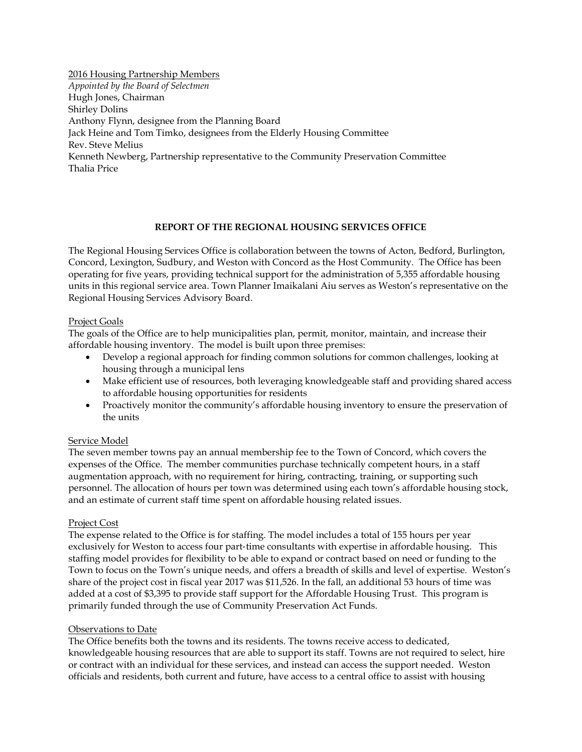2016 Housing Partnership Members
*Appointed by the Board of Selectmen*
Hugh Jones, Chairman
Shirley Dolins
Anthony Flynn, designee from the Planning Board
Jack Heine and Tom Timko, designees from the Elderly Housing Committee
Rev. Steve Melius
Kenneth Newberg, Partnership representative to the Community Preservation Committee
Thalia Price

## REPORT OF THE REGIONAL HOUSING SERVICES OFFICE

The Regional Housing Services Office is collaboration between the towns of Acton, Bedford, Burlington, Concord, Lexington, Sudbury, and Weston with Concord as the Host Community. The Office has been operating for five years, providing technical support for the administration of 5,355 affordable housing units in this regional service area. Town Planner Imaikalani Aiu serves as Weston's representative on the Regional Housing Services Advisory Board.

Project Goals
The goals of the Office are to help municipalities plan, permit, monitor, maintain, and increase their affordable housing inventory. The model is built upon three premises:

- Develop a regional approach for finding common solutions for common challenges, looking at housing through a municipal lens
- Make efficient use of resources, both leveraging knowledgeable staff and providing shared access to affordable housing opportunities for residents
- Proactively monitor the community's affordable housing inventory to ensure the preservation of the units

Service Model
The seven member towns pay an annual membership fee to the Town of Concord, which covers the expenses of the Office. The member communities purchase technically competent hours, in a staff augmentation approach, with no requirement for hiring, contracting, training, or supporting such personnel. The allocation of hours per town was determined using each town's affordable housing stock, and an estimate of current staff time spent on affordable housing related issues.

Project Cost
The expense related to the Office is for staffing. The model includes a total of 155 hours per year exclusively for Weston to access four part-time consultants with expertise in affordable housing. This staffing model provides for flexibility to be able to expand or contract based on need or funding to the Town to focus on the Town's unique needs, and offers a breadth of skills and level of expertise. Weston's share of the project cost in fiscal year 2017 was $11,526. In the fall, an additional 53 hours of time was added at a cost of $3,395 to provide staff support for the Affordable Housing Trust. This program is primarily funded through the use of Community Preservation Act Funds.

Observations to Date
The Office benefits both the towns and its residents. The towns receive access to dedicated, knowledgeable housing resources that are able to support its staff. Towns are not required to select, hire or contract with an individual for these services, and instead can access the support needed. Weston officials and residents, both current and future, have access to a central office to assist with housing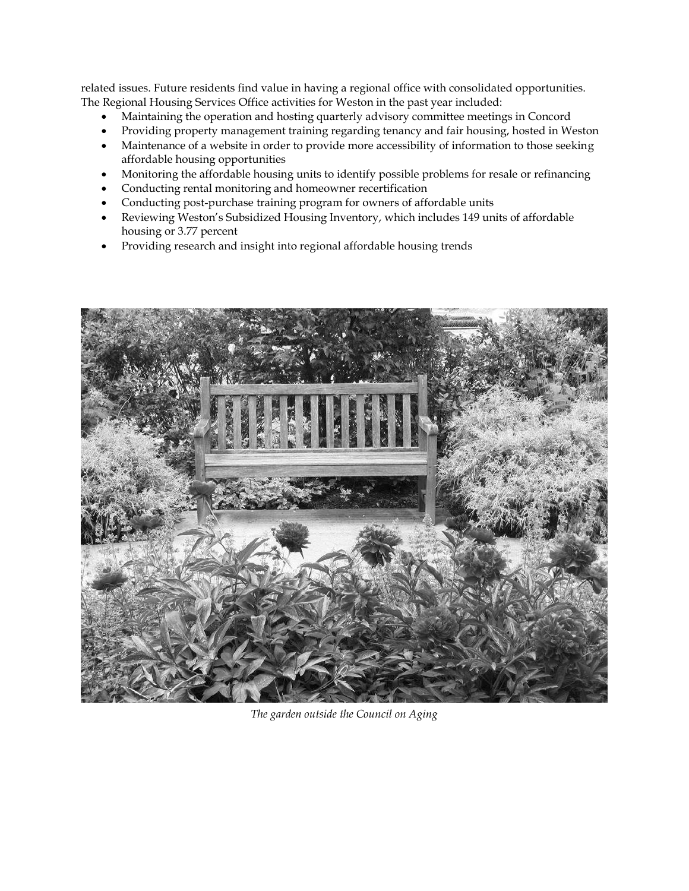related issues. Future residents find value in having a regional office with consolidated opportunities. The Regional Housing Services Office activities for Weston in the past year included:

- Maintaining the operation and hosting quarterly advisory committee meetings in Concord
- Providing property management training regarding tenancy and fair housing, hosted in Weston
- Maintenance of a website in order to provide more accessibility of information to those seeking affordable housing opportunities
- Monitoring the affordable housing units to identify possible problems for resale or refinancing
- Conducting rental monitoring and homeowner recertification
- Conducting post-purchase training program for owners of affordable units
- Reviewing Weston's Subsidized Housing Inventory, which includes 149 units of affordable housing or 3.77 percent
- Providing research and insight into regional affordable housing trends

*The garden outside the Council on Aging*